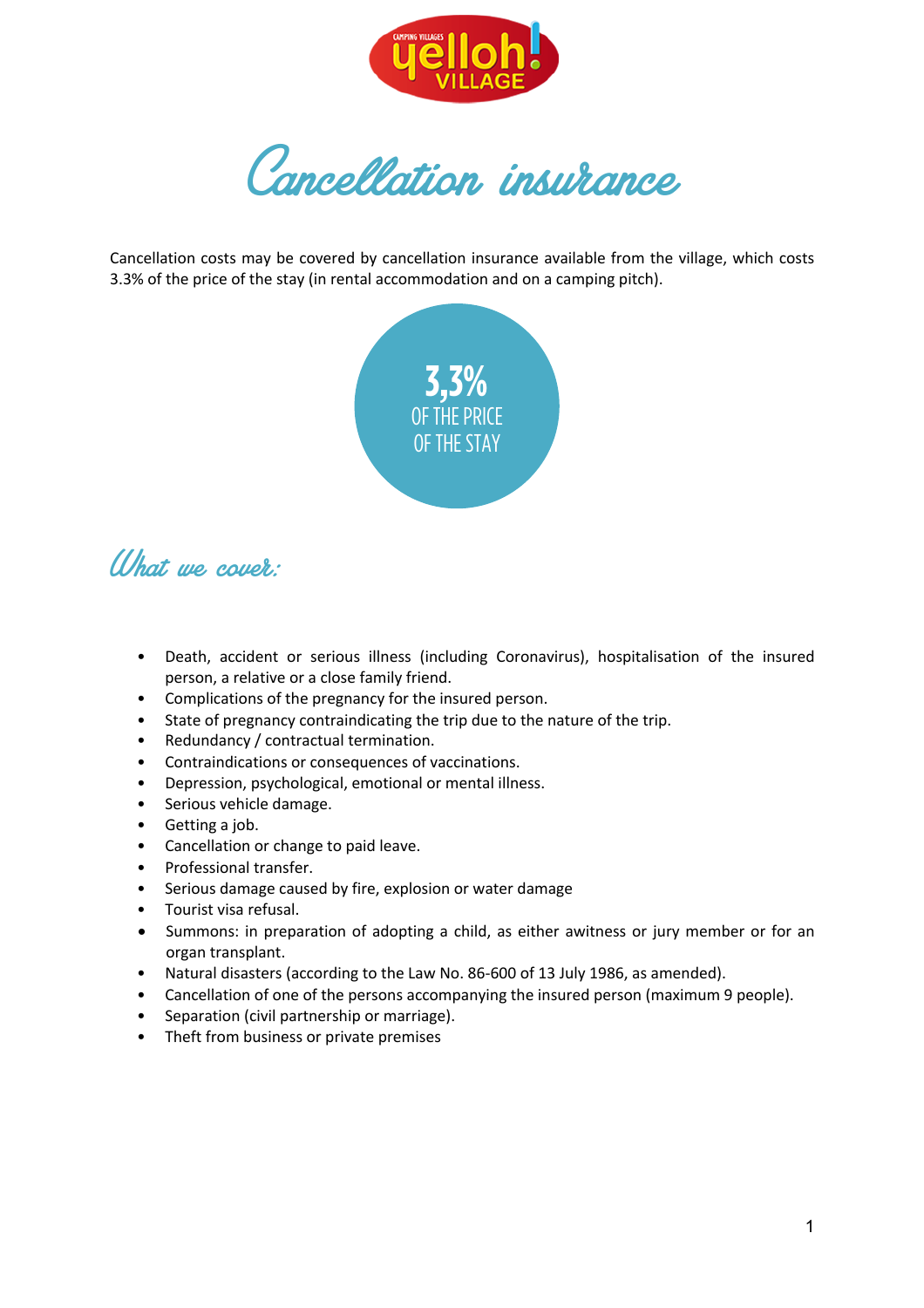# Cancellation insurance

Cancellation costs may be covered by cancellation insurance available from the village, which costs 3.3% of the price of the stay (in rental accommodation and on a camping pitch).

**3,3%**
OF THE PRICE
OF THE STAY

## What we cover:

- Death, accident or serious illness (including Coronavirus), hospitalisation of the insured person, a relative or a close family friend.
- Complications of the pregnancy for the insured person.
- State of pregnancy contraindicating the trip due to the nature of the trip.
- Redundancy / contractual termination.
- Contraindications or consequences of vaccinations.
- Depression, psychological, emotional or mental illness.
- Serious vehicle damage.
- Getting a job.
- Cancellation or change to paid leave.
- Professional transfer.
- Serious damage caused by fire, explosion or water damage
- Tourist visa refusal.
- Summons: in preparation of adopting a child, as either awitness or jury member or for an organ transplant.
- Natural disasters (according to the Law No. 86-600 of 13 July 1986, as amended).
- Cancellation of one of the persons accompanying the insured person (maximum 9 people).
- Separation (civil partnership or marriage).
- Theft from business or private premises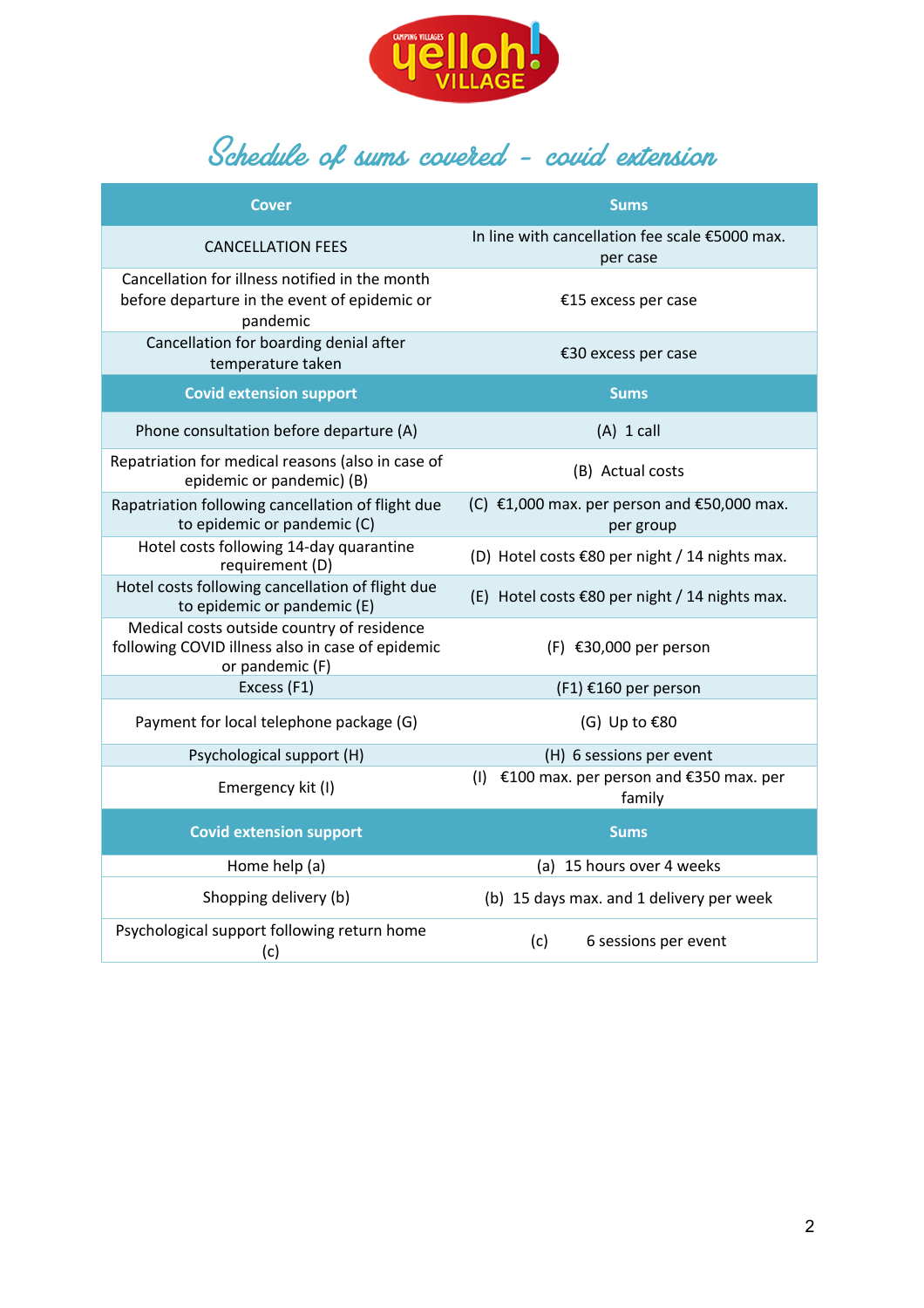# Schedule of sums covered - covid extension

| Cover | Sums |
| --- | --- |
| CANCELLATION FEES | In line with cancellation fee scale €5000 max. per case |
| Cancellation for illness notified in the month before departure in the event of epidemic or pandemic | €15 excess per case |
| Cancellation for boarding denial after temperature taken | €30 excess per case |
| **Covid extension support** | **Sums** |
| Phone consultation before departure (A) | (A) 1 call |
| Repatriation for medical reasons (also in case of epidemic or pandemic) (B) | (B) Actual costs |
| Rapatriation following cancellation of flight due to epidemic or pandemic (C) | (C) €1,000 max. per person and €50,000 max. per group |
| Hotel costs following 14-day quarantine requirement (D) | (D) Hotel costs €80 per night / 14 nights max. |
| Hotel costs following cancellation of flight due to epidemic or pandemic (E) | (E) Hotel costs €80 per night / 14 nights max. |
| Medical costs outside country of residence following COVID illness also in case of epidemic or pandemic (F) | (F) €30,000 per person |
| Excess (F1) | (F1) €160 per person |
| Payment for local telephone package (G) | (G) Up to €80 |
| Psychological support (H) | (H) 6 sessions per event |
| Emergency kit (I) | (I) €100 max. per person and €350 max. per family |
| **Covid extension support** | **Sums** |
| Home help (a) | (a) 15 hours over 4 weeks |
| Shopping delivery (b) | (b) 15 days max. and 1 delivery per week |
| Psychological support following return home (c) | (c) 6 sessions per event |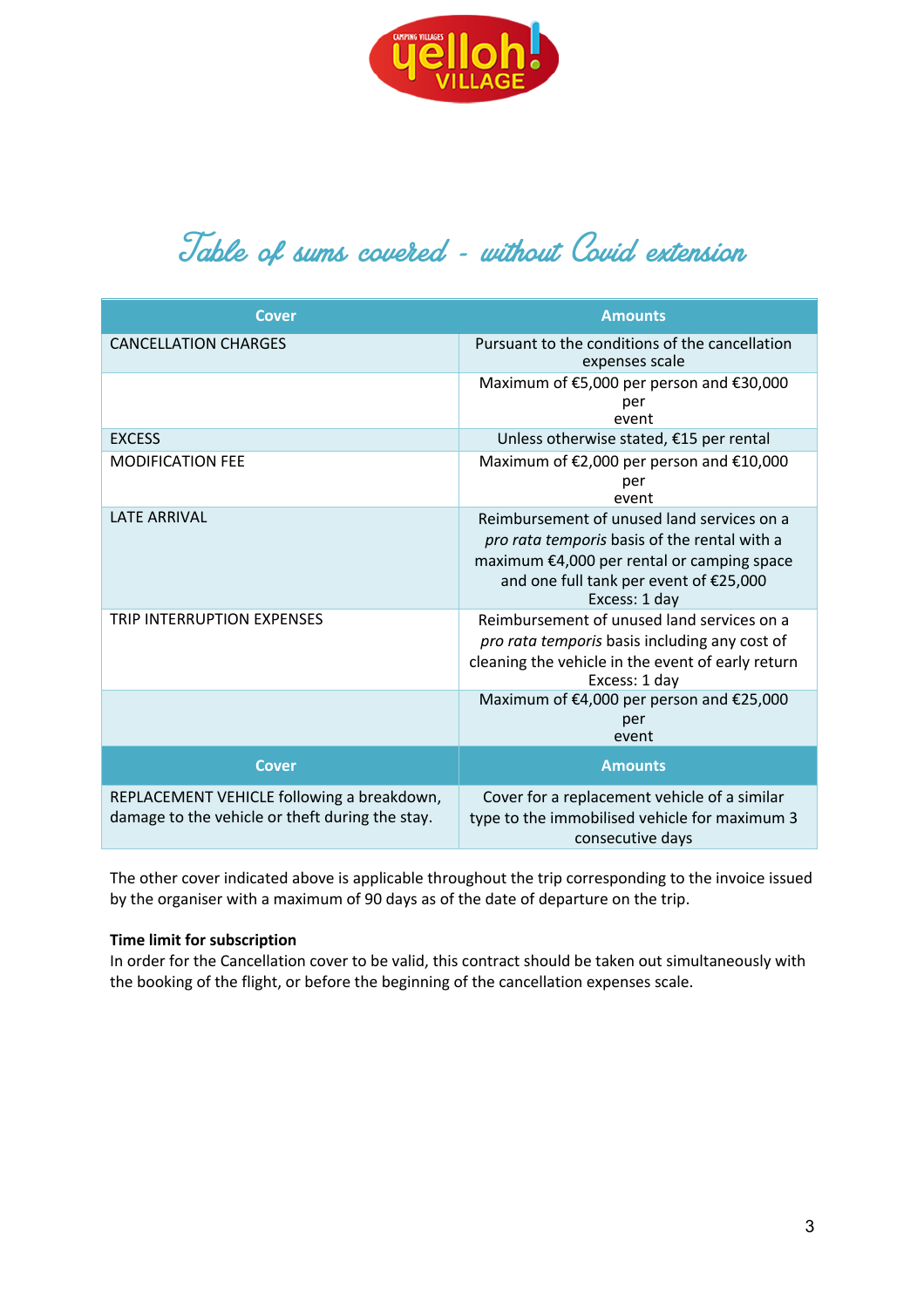# Table of sums covered - without Covid extension

| Cover | Amounts |
|---|---|
| CANCELLATION CHARGES | Pursuant to the conditions of the cancellation expenses scale |
| | Maximum of €5,000 per person and €30,000 per event |
| EXCESS | Unless otherwise stated, €15 per rental |
| MODIFICATION FEE | Maximum of €2,000 per person and €10,000 per event |
| LATE ARRIVAL | Reimbursement of unused land services on a *pro rata temporis* basis of the rental with a maximum €4,000 per rental or camping space and one full tank per event of €25,000 Excess: 1 day |
| TRIP INTERRUPTION EXPENSES | Reimbursement of unused land services on a *pro rata temporis* basis including any cost of cleaning the vehicle in the event of early return Excess: 1 day |
| | Maximum of €4,000 per person and €25,000 per event |
| **Cover** | **Amounts** |
| REPLACEMENT VEHICLE following a breakdown, damage to the vehicle or theft during the stay. | Cover for a replacement vehicle of a similar type to the immobilised vehicle for maximum 3 consecutive days |

The other cover indicated above is applicable throughout the trip corresponding to the invoice issued by the organiser with a maximum of 90 days as of the date of departure on the trip.

**Time limit for subscription**

In order for the Cancellation cover to be valid, this contract should be taken out simultaneously with the booking of the flight, or before the beginning of the cancellation expenses scale.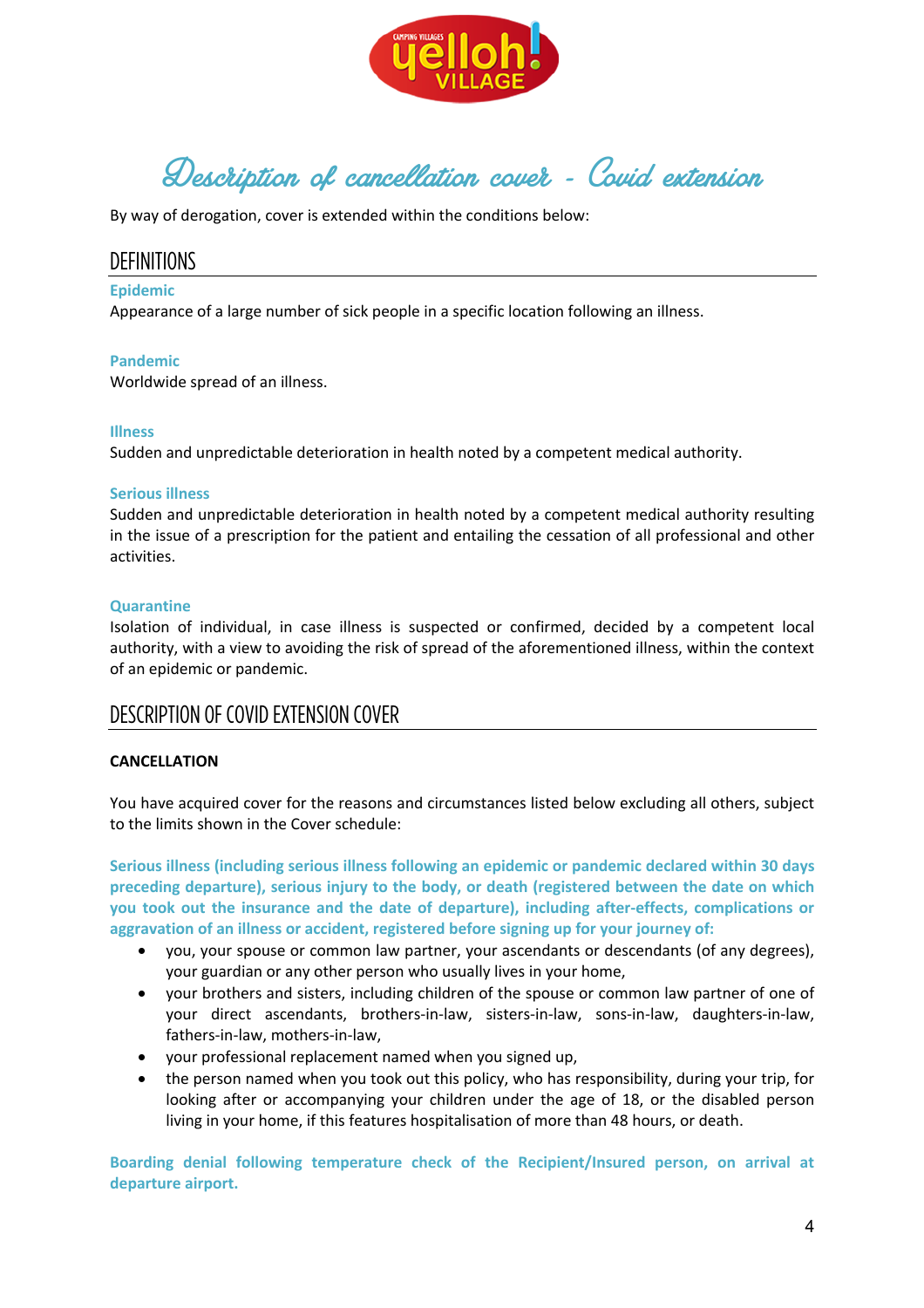# Description of cancellation cover - Covid extension

By way of derogation, cover is extended within the conditions below:

## DEFINITIONS

**Epidemic**

Appearance of a large number of sick people in a specific location following an illness.

**Pandemic**

Worldwide spread of an illness.

**Illness**

Sudden and unpredictable deterioration in health noted by a competent medical authority.

**Serious illness**

Sudden and unpredictable deterioration in health noted by a competent medical authority resulting in the issue of a prescription for the patient and entailing the cessation of all professional and other activities.

**Quarantine**

Isolation of individual, in case illness is suspected or confirmed, decided by a competent local authority, with a view to avoiding the risk of spread of the aforementioned illness, within the context of an epidemic or pandemic.

## DESCRIPTION OF COVID EXTENSION COVER

**CANCELLATION**

You have acquired cover for the reasons and circumstances listed below excluding all others, subject to the limits shown in the Cover schedule:

**Serious illness (including serious illness following an epidemic or pandemic declared within 30 days preceding departure), serious injury to the body, or death (registered between the date on which you took out the insurance and the date of departure), including after-effects, complications or aggravation of an illness or accident, registered before signing up for your journey of:**

- you, your spouse or common law partner, your ascendants or descendants (of any degrees), your guardian or any other person who usually lives in your home,
- your brothers and sisters, including children of the spouse or common law partner of one of your direct ascendants, brothers-in-law, sisters-in-law, sons-in-law, daughters-in-law, fathers-in-law, mothers-in-law,
- your professional replacement named when you signed up,
- the person named when you took out this policy, who has responsibility, during your trip, for looking after or accompanying your children under the age of 18, or the disabled person living in your home, if this features hospitalisation of more than 48 hours, or death.

**Boarding denial following temperature check of the Recipient/Insured person, on arrival at departure airport.**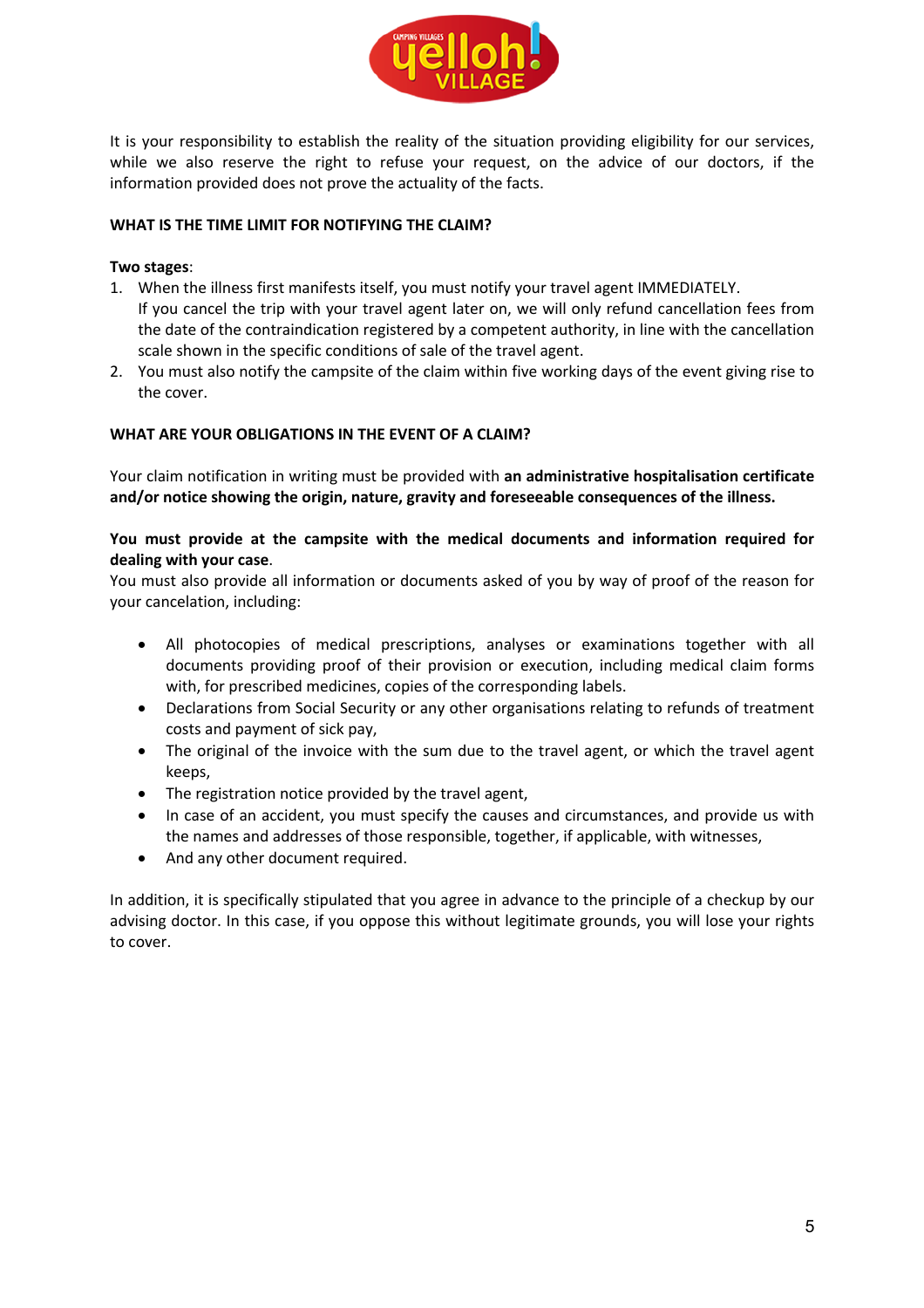It is your responsibility to establish the reality of the situation providing eligibility for our services, while we also reserve the right to refuse your request, on the advice of our doctors, if the information provided does not prove the actuality of the facts.

**WHAT IS THE TIME LIMIT FOR NOTIFYING THE CLAIM?**

**Two stages**:

1. When the illness first manifests itself, you must notify your travel agent IMMEDIATELY.
   If you cancel the trip with your travel agent later on, we will only refund cancellation fees from the date of the contraindication registered by a competent authority, in line with the cancellation scale shown in the specific conditions of sale of the travel agent.
2. You must also notify the campsite of the claim within five working days of the event giving rise to the cover.

**WHAT ARE YOUR OBLIGATIONS IN THE EVENT OF A CLAIM?**

Your claim notification in writing must be provided with **an administrative hospitalisation certificate and/or notice showing the origin, nature, gravity and foreseeable consequences of the illness.**

**You must provide at the campsite with the medical documents and information required for dealing with your case**.
You must also provide all information or documents asked of you by way of proof of the reason for your cancelation, including:

- All photocopies of medical prescriptions, analyses or examinations together with all documents providing proof of their provision or execution, including medical claim forms with, for prescribed medicines, copies of the corresponding labels.
- Declarations from Social Security or any other organisations relating to refunds of treatment costs and payment of sick pay,
- The original of the invoice with the sum due to the travel agent, or which the travel agent keeps,
- The registration notice provided by the travel agent,
- In case of an accident, you must specify the causes and circumstances, and provide us with the names and addresses of those responsible, together, if applicable, with witnesses,
- And any other document required.

In addition, it is specifically stipulated that you agree in advance to the principle of a checkup by our advising doctor. In this case, if you oppose this without legitimate grounds, you will lose your rights to cover.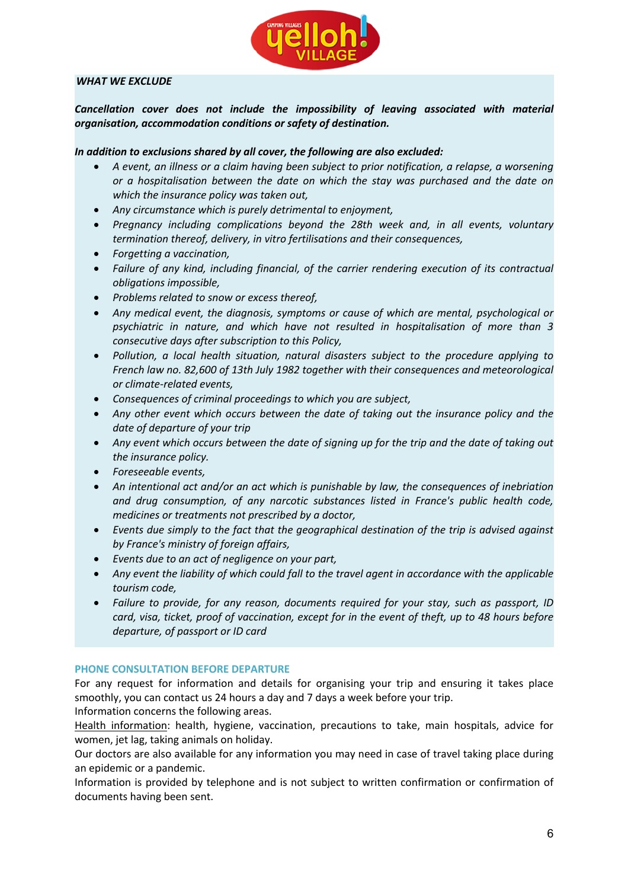***WHAT WE EXCLUDE***

***Cancellation cover does not include the impossibility of leaving associated with material organisation, accommodation conditions or safety of destination.***

***In addition to exclusions shared by all cover, the following are also excluded:***

- *A event, an illness or a claim having been subject to prior notification, a relapse, a worsening or a hospitalisation between the date on which the stay was purchased and the date on which the insurance policy was taken out,*
- *Any circumstance which is purely detrimental to enjoyment,*
- *Pregnancy including complications beyond the 28th week and, in all events, voluntary termination thereof, delivery, in vitro fertilisations and their consequences,*
- *Forgetting a vaccination,*
- *Failure of any kind, including financial, of the carrier rendering execution of its contractual obligations impossible,*
- *Problems related to snow or excess thereof,*
- *Any medical event, the diagnosis, symptoms or cause of which are mental, psychological or psychiatric in nature, and which have not resulted in hospitalisation of more than 3 consecutive days after subscription to this Policy,*
- *Pollution, a local health situation, natural disasters subject to the procedure applying to French law no. 82,600 of 13th July 1982 together with their consequences and meteorological or climate-related events,*
- *Consequences of criminal proceedings to which you are subject,*
- *Any other event which occurs between the date of taking out the insurance policy and the date of departure of your trip*
- *Any event which occurs between the date of signing up for the trip and the date of taking out the insurance policy.*
- *Foreseeable events,*
- *An intentional act and/or an act which is punishable by law, the consequences of inebriation and drug consumption, of any narcotic substances listed in France's public health code, medicines or treatments not prescribed by a doctor,*
- *Events due simply to the fact that the geographical destination of the trip is advised against by France's ministry of foreign affairs,*
- *Events due to an act of negligence on your part,*
- *Any event the liability of which could fall to the travel agent in accordance with the applicable tourism code,*
- *Failure to provide, for any reason, documents required for your stay, such as passport, ID card, visa, ticket, proof of vaccination, except for in the event of theft, up to 48 hours before departure, of passport or ID card*

## PHONE CONSULTATION BEFORE DEPARTURE

For any request for information and details for organising your trip and ensuring it takes place smoothly, you can contact us 24 hours a day and 7 days a week before your trip.

Information concerns the following areas.

Health information: health, hygiene, vaccination, precautions to take, main hospitals, advice for women, jet lag, taking animals on holiday.

Our doctors are also available for any information you may need in case of travel taking place during an epidemic or a pandemic.

Information is provided by telephone and is not subject to written confirmation or confirmation of documents having been sent.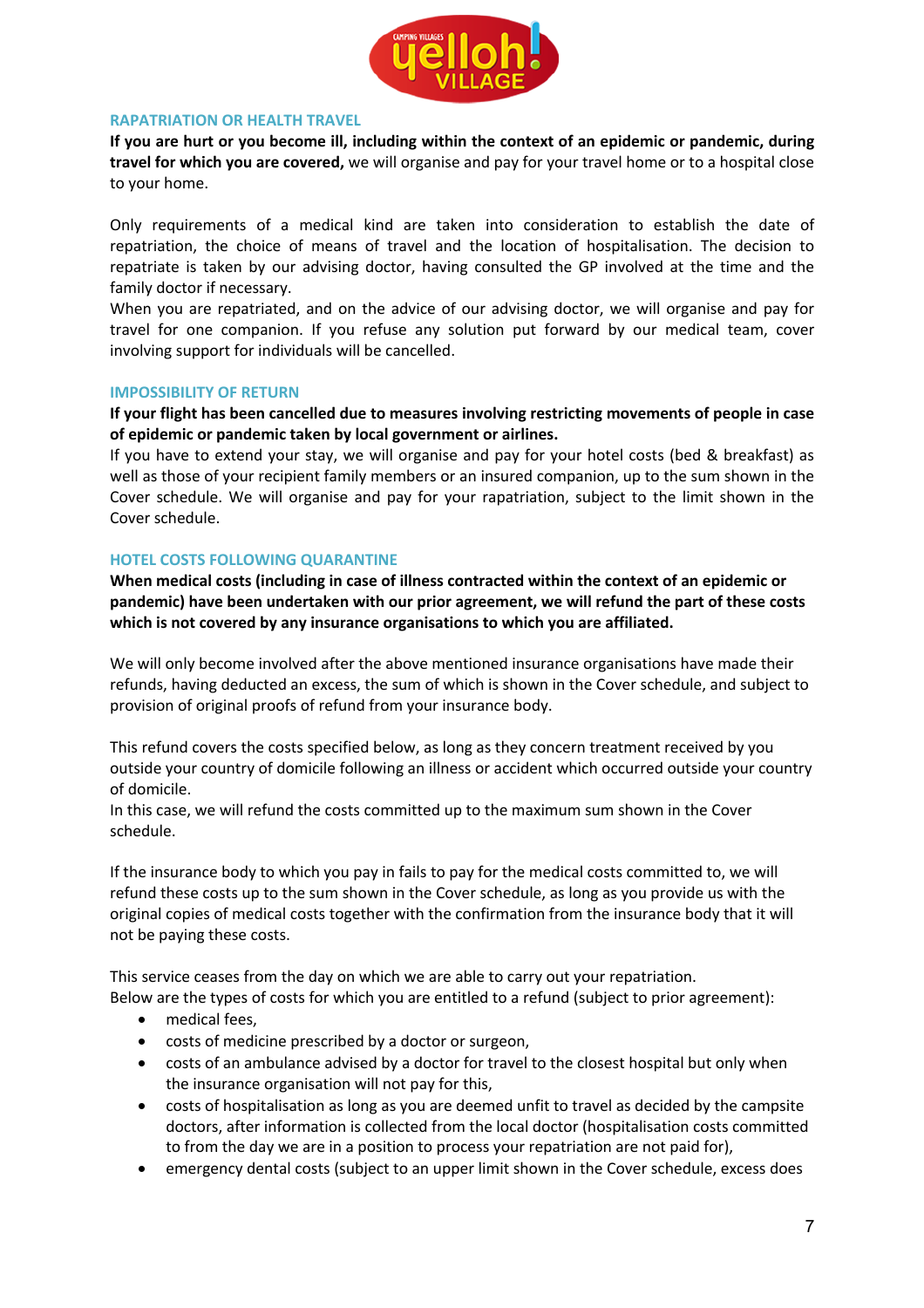### RAPATRIATION OR HEALTH TRAVEL

**If you are hurt or you become ill, including within the context of an epidemic or pandemic, during travel for which you are covered,** we will organise and pay for your travel home or to a hospital close to your home.

Only requirements of a medical kind are taken into consideration to establish the date of repatriation, the choice of means of travel and the location of hospitalisation. The decision to repatriate is taken by our advising doctor, having consulted the GP involved at the time and the family doctor if necessary.
When you are repatriated, and on the advice of our advising doctor, we will organise and pay for travel for one companion. If you refuse any solution put forward by our medical team, cover involving support for individuals will be cancelled.

### IMPOSSIBILITY OF RETURN

**If your flight has been cancelled due to measures involving restricting movements of people in case of epidemic or pandemic taken by local government or airlines.**
If you have to extend your stay, we will organise and pay for your hotel costs (bed & breakfast) as well as those of your recipient family members or an insured companion, up to the sum shown in the Cover schedule. We will organise and pay for your rapatriation, subject to the limit shown in the Cover schedule.

### HOTEL COSTS FOLLOWING QUARANTINE

**When medical costs (including in case of illness contracted within the context of an epidemic or pandemic) have been undertaken with our prior agreement, we will refund the part of these costs which is not covered by any insurance organisations to which you are affiliated.**

We will only become involved after the above mentioned insurance organisations have made their refunds, having deducted an excess, the sum of which is shown in the Cover schedule, and subject to provision of original proofs of refund from your insurance body.

This refund covers the costs specified below, as long as they concern treatment received by you outside your country of domicile following an illness or accident which occurred outside your country of domicile.
In this case, we will refund the costs committed up to the maximum sum shown in the Cover schedule.

If the insurance body to which you pay in fails to pay for the medical costs committed to, we will refund these costs up to the sum shown in the Cover schedule, as long as you provide us with the original copies of medical costs together with the confirmation from the insurance body that it will not be paying these costs.

This service ceases from the day on which we are able to carry out your repatriation.
Below are the types of costs for which you are entitled to a refund (subject to prior agreement):

- medical fees,
- costs of medicine prescribed by a doctor or surgeon,
- costs of an ambulance advised by a doctor for travel to the closest hospital but only when the insurance organisation will not pay for this,
- costs of hospitalisation as long as you are deemed unfit to travel as decided by the campsite doctors, after information is collected from the local doctor (hospitalisation costs committed to from the day we are in a position to process your repatriation are not paid for),
- emergency dental costs (subject to an upper limit shown in the Cover schedule, excess does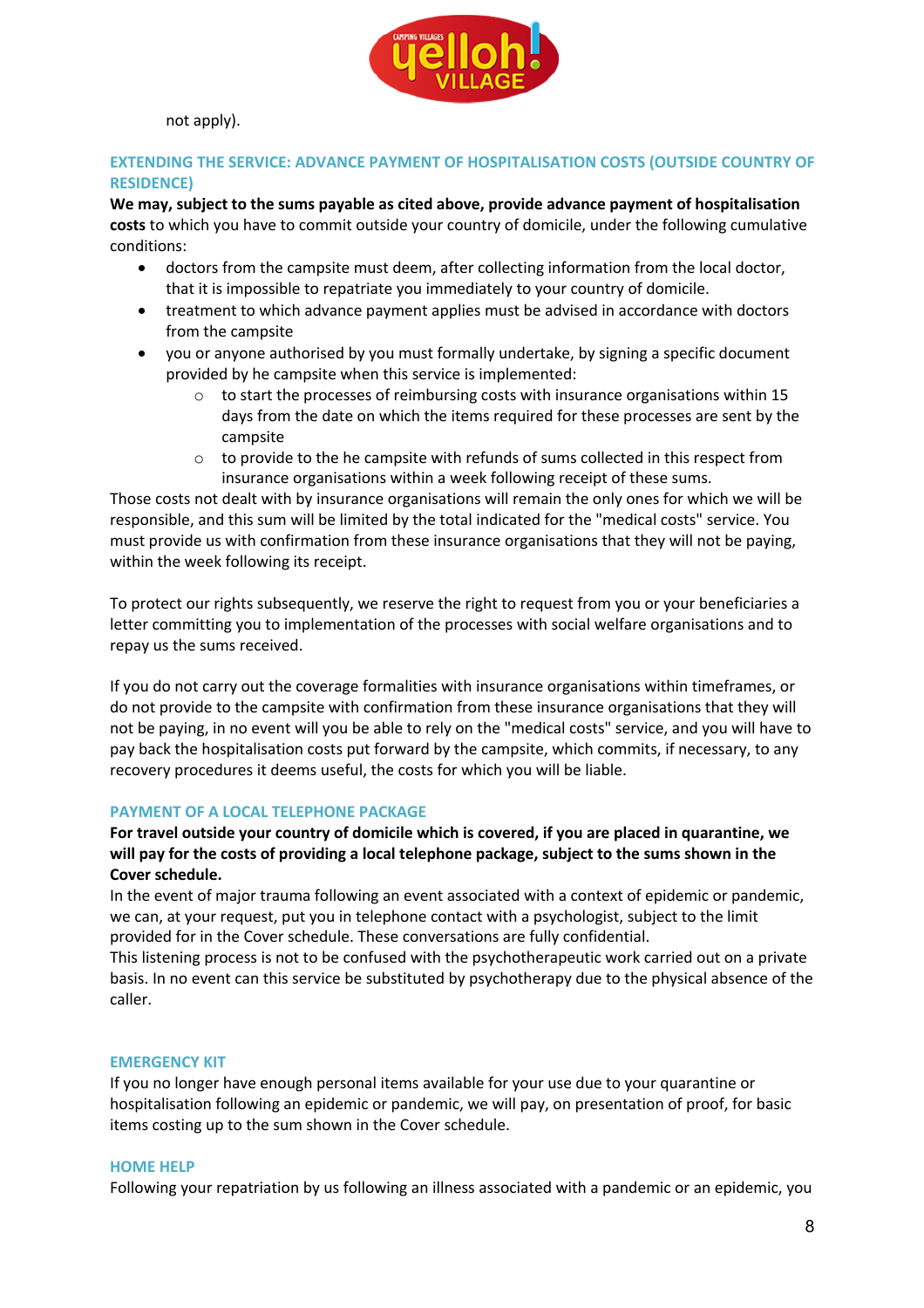not apply).

## EXTENDING THE SERVICE: ADVANCE PAYMENT OF HOSPITALISATION COSTS (OUTSIDE COUNTRY OF RESIDENCE)

**We may, subject to the sums payable as cited above, provide advance payment of hospitalisation costs** to which you have to commit outside your country of domicile, under the following cumulative conditions:

- doctors from the campsite must deem, after collecting information from the local doctor, that it is impossible to repatriate you immediately to your country of domicile.
- treatment to which advance payment applies must be advised in accordance with doctors from the campsite
- you or anyone authorised by you must formally undertake, by signing a specific document provided by he campsite when this service is implemented:
  - to start the processes of reimbursing costs with insurance organisations within 15 days from the date on which the items required for these processes are sent by the campsite
  - to provide to the he campsite with refunds of sums collected in this respect from insurance organisations within a week following receipt of these sums.

Those costs not dealt with by insurance organisations will remain the only ones for which we will be responsible, and this sum will be limited by the total indicated for the "medical costs" service. You must provide us with confirmation from these insurance organisations that they will not be paying, within the week following its receipt.

To protect our rights subsequently, we reserve the right to request from you or your beneficiaries a letter committing you to implementation of the processes with social welfare organisations and to repay us the sums received.

If you do not carry out the coverage formalities with insurance organisations within timeframes, or do not provide to the campsite with confirmation from these insurance organisations that they will not be paying, in no event will you be able to rely on the "medical costs" service, and you will have to pay back the hospitalisation costs put forward by the campsite, which commits, if necessary, to any recovery procedures it deems useful, the costs for which you will be liable.

## PAYMENT OF A LOCAL TELEPHONE PACKAGE

**For travel outside your country of domicile which is covered, if you are placed in quarantine, we will pay for the costs of providing a local telephone package, subject to the sums shown in the Cover schedule.**

In the event of major trauma following an event associated with a context of epidemic or pandemic, we can, at your request, put you in telephone contact with a psychologist, subject to the limit provided for in the Cover schedule. These conversations are fully confidential.

This listening process is not to be confused with the psychotherapeutic work carried out on a private basis. In no event can this service be substituted by psychotherapy due to the physical absence of the caller.

## EMERGENCY KIT

If you no longer have enough personal items available for your use due to your quarantine or hospitalisation following an epidemic or pandemic, we will pay, on presentation of proof, for basic items costing up to the sum shown in the Cover schedule.

## HOME HELP

Following your repatriation by us following an illness associated with a pandemic or an epidemic, you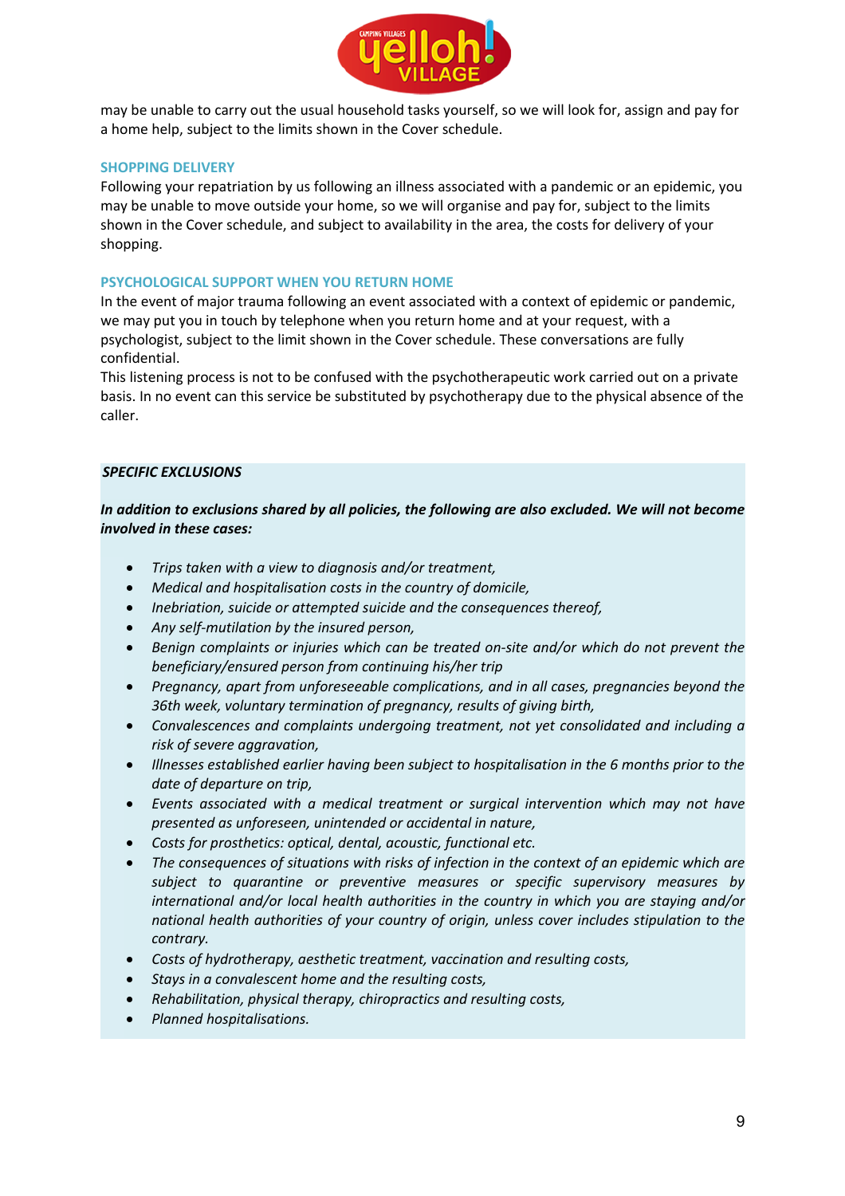may be unable to carry out the usual household tasks yourself, so we will look for, assign and pay for a home help, subject to the limits shown in the Cover schedule.

### SHOPPING DELIVERY

Following your repatriation by us following an illness associated with a pandemic or an epidemic, you may be unable to move outside your home, so we will organise and pay for, subject to the limits shown in the Cover schedule, and subject to availability in the area, the costs for delivery of your shopping.

### PSYCHOLOGICAL SUPPORT WHEN YOU RETURN HOME

In the event of major trauma following an event associated with a context of epidemic or pandemic, we may put you in touch by telephone when you return home and at your request, with a psychologist, subject to the limit shown in the Cover schedule. These conversations are fully confidential.
This listening process is not to be confused with the psychotherapeutic work carried out on a private basis. In no event can this service be substituted by psychotherapy due to the physical absence of the caller.

### *SPECIFIC EXCLUSIONS*

***In addition to exclusions shared by all policies, the following are also excluded. We will not become involved in these cases:***

- *Trips taken with a view to diagnosis and/or treatment,*
- *Medical and hospitalisation costs in the country of domicile,*
- *Inebriation, suicide or attempted suicide and the consequences thereof,*
- *Any self-mutilation by the insured person,*
- *Benign complaints or injuries which can be treated on-site and/or which do not prevent the beneficiary/ensured person from continuing his/her trip*
- *Pregnancy, apart from unforeseeable complications, and in all cases, pregnancies beyond the 36th week, voluntary termination of pregnancy, results of giving birth,*
- *Convalescences and complaints undergoing treatment, not yet consolidated and including a risk of severe aggravation,*
- *Illnesses established earlier having been subject to hospitalisation in the 6 months prior to the date of departure on trip,*
- *Events associated with a medical treatment or surgical intervention which may not have presented as unforeseen, unintended or accidental in nature,*
- *Costs for prosthetics: optical, dental, acoustic, functional etc.*
- *The consequences of situations with risks of infection in the context of an epidemic which are subject to quarantine or preventive measures or specific supervisory measures by international and/or local health authorities in the country in which you are staying and/or national health authorities of your country of origin, unless cover includes stipulation to the contrary.*
- *Costs of hydrotherapy, aesthetic treatment, vaccination and resulting costs,*
- *Stays in a convalescent home and the resulting costs,*
- *Rehabilitation, physical therapy, chiropractics and resulting costs,*
- *Planned hospitalisations.*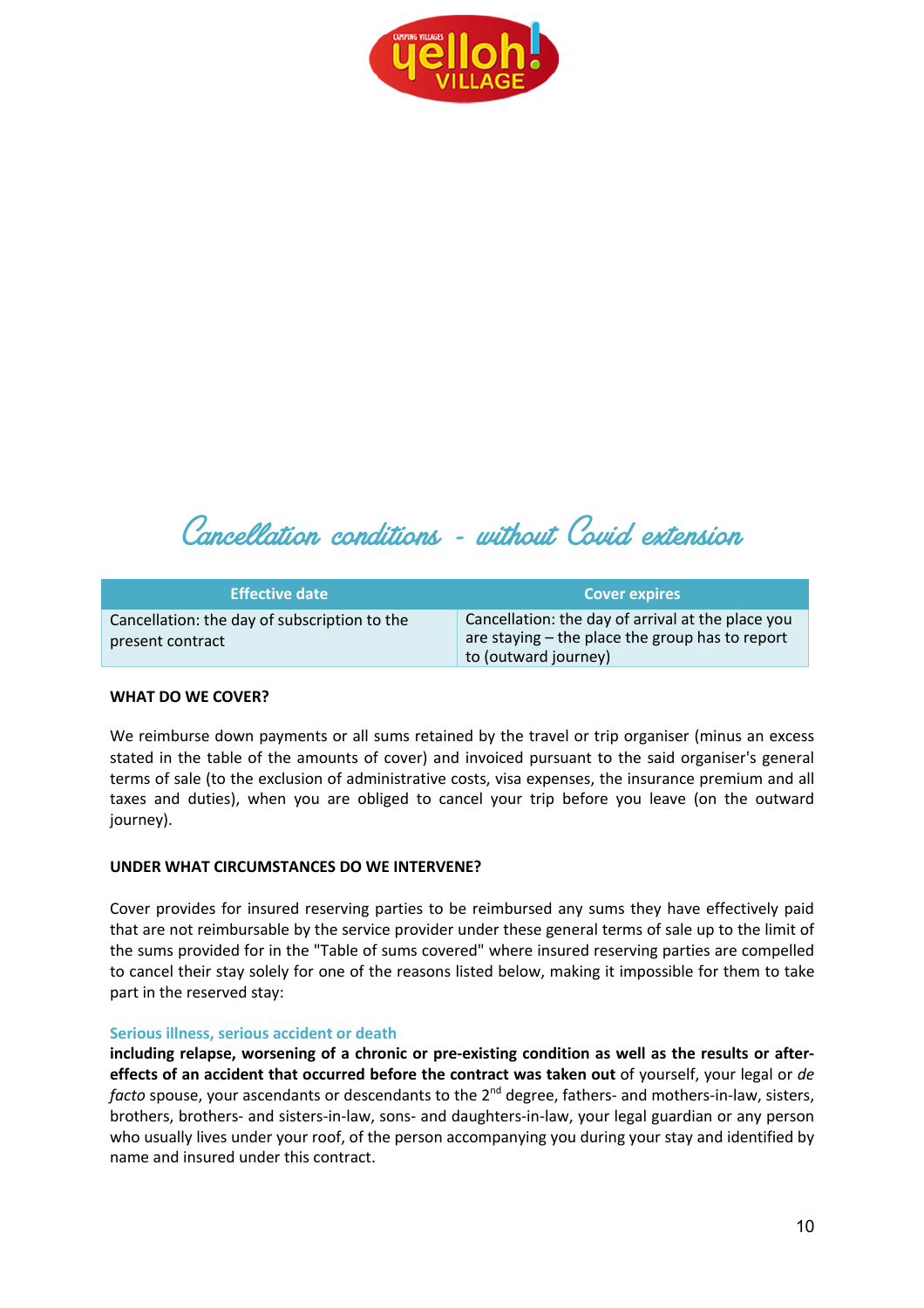# Cancellation conditions - without Covid extension

| Effective date | Cover expires |
| --- | --- |
| Cancellation: the day of subscription to the present contract | Cancellation: the day of arrival at the place you are staying – the place the group has to report to (outward journey) |

**WHAT DO WE COVER?**

We reimburse down payments or all sums retained by the travel or trip organiser (minus an excess stated in the table of the amounts of cover) and invoiced pursuant to the said organiser's general terms of sale (to the exclusion of administrative costs, visa expenses, the insurance premium and all taxes and duties), when you are obliged to cancel your trip before you leave (on the outward journey).

**UNDER WHAT CIRCUMSTANCES DO WE INTERVENE?**

Cover provides for insured reserving parties to be reimbursed any sums they have effectively paid that are not reimbursable by the service provider under these general terms of sale up to the limit of the sums provided for in the "Table of sums covered" where insured reserving parties are compelled to cancel their stay solely for one of the reasons listed below, making it impossible for them to take part in the reserved stay:

#### Serious illness, serious accident or death

**including relapse, worsening of a chronic or pre-existing condition as well as the results or after-effects of an accident that occurred before the contract was taken out** of yourself, your legal or *de facto* spouse, your ascendants or descendants to the 2nd degree, fathers- and mothers-in-law, sisters, brothers, brothers- and sisters-in-law, sons- and daughters-in-law, your legal guardian or any person who usually lives under your roof, of the person accompanying you during your stay and identified by name and insured under this contract.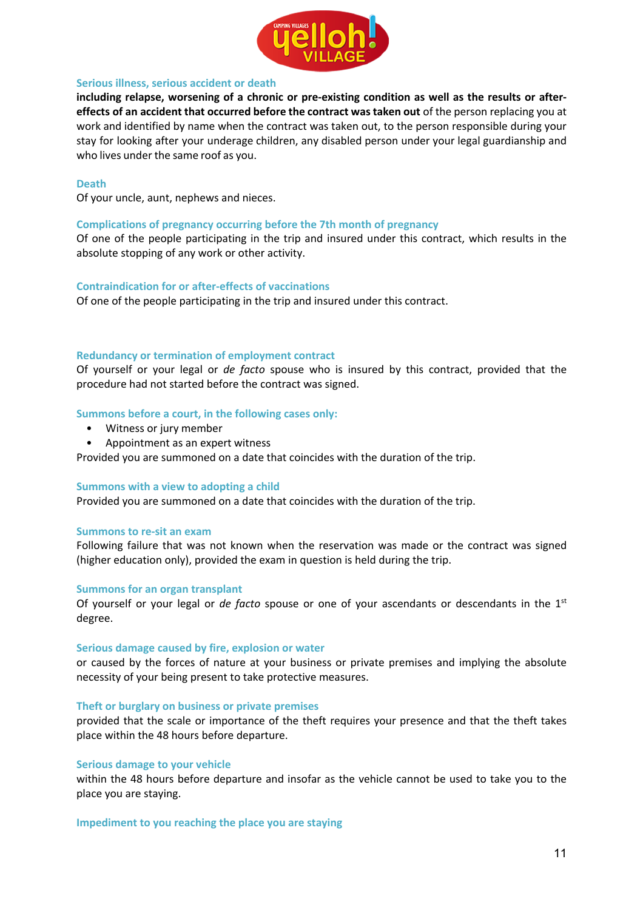### Serious illness, serious accident or death

**including relapse, worsening of a chronic or pre-existing condition as well as the results or after-effects of an accident that occurred before the contract was taken out** of the person replacing you at work and identified by name when the contract was taken out, to the person responsible during your stay for looking after your underage children, any disabled person under your legal guardianship and who lives under the same roof as you.

### Death

Of your uncle, aunt, nephews and nieces.

### Complications of pregnancy occurring before the 7th month of pregnancy

Of one of the people participating in the trip and insured under this contract, which results in the absolute stopping of any work or other activity.

### Contraindication for or after-effects of vaccinations

Of one of the people participating in the trip and insured under this contract.

### Redundancy or termination of employment contract

Of yourself or your legal or *de facto* spouse who is insured by this contract, provided that the procedure had not started before the contract was signed.

### Summons before a court, in the following cases only:

- Witness or jury member
- Appointment as an expert witness

Provided you are summoned on a date that coincides with the duration of the trip.

### Summons with a view to adopting a child

Provided you are summoned on a date that coincides with the duration of the trip.

### Summons to re-sit an exam

Following failure that was not known when the reservation was made or the contract was signed (higher education only), provided the exam in question is held during the trip.

### Summons for an organ transplant

Of yourself or your legal or *de facto* spouse or one of your ascendants or descendants in the 1st degree.

### Serious damage caused by fire, explosion or water

or caused by the forces of nature at your business or private premises and implying the absolute necessity of your being present to take protective measures.

### Theft or burglary on business or private premises

provided that the scale or importance of the theft requires your presence and that the theft takes place within the 48 hours before departure.

### Serious damage to your vehicle

within the 48 hours before departure and insofar as the vehicle cannot be used to take you to the place you are staying.

### Impediment to you reaching the place you are staying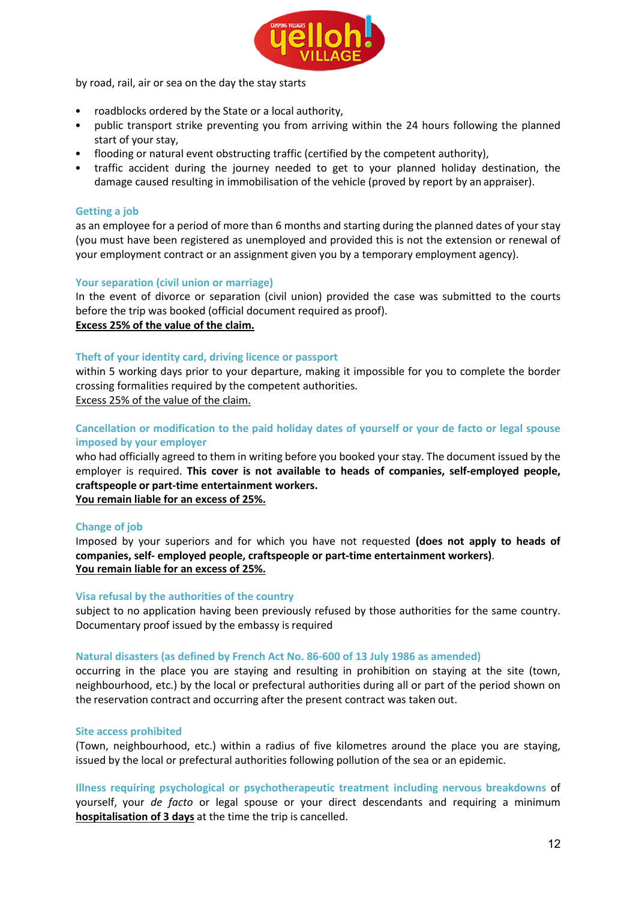by road, rail, air or sea on the day the stay starts

- roadblocks ordered by the State or a local authority,
- public transport strike preventing you from arriving within the 24 hours following the planned start of your stay,
- flooding or natural event obstructing traffic (certified by the competent authority),
- traffic accident during the journey needed to get to your planned holiday destination, the damage caused resulting in immobilisation of the vehicle (proved by report by an appraiser).

### Getting a job

as an employee for a period of more than 6 months and starting during the planned dates of your stay (you must have been registered as unemployed and provided this is not the extension or renewal of your employment contract or an assignment given you by a temporary employment agency).

### Your separation (civil union or marriage)

In the event of divorce or separation (civil union) provided the case was submitted to the courts before the trip was booked (official document required as proof).
**Excess 25% of the value of the claim.**

### Theft of your identity card, driving licence or passport

within 5 working days prior to your departure, making it impossible for you to complete the border crossing formalities required by the competent authorities.
Excess 25% of the value of the claim.

### Cancellation or modification to the paid holiday dates of yourself or your de facto or legal spouse imposed by your employer

who had officially agreed to them in writing before you booked your stay. The document issued by the employer is required. **This cover is not available to heads of companies, self-employed people, craftspeople or part-time entertainment workers.**
**You remain liable for an excess of 25%.**

### Change of job

Imposed by your superiors and for which you have not requested **(does not apply to heads of companies, self- employed people, craftspeople or part-time entertainment workers)**.
**You remain liable for an excess of 25%.**

### Visa refusal by the authorities of the country

subject to no application having been previously refused by those authorities for the same country. Documentary proof issued by the embassy is required

### Natural disasters (as defined by French Act No. 86-600 of 13 July 1986 as amended)

occurring in the place you are staying and resulting in prohibition on staying at the site (town, neighbourhood, etc.) by the local or prefectural authorities during all or part of the period shown on the reservation contract and occurring after the present contract was taken out.

### Site access prohibited

(Town, neighbourhood, etc.) within a radius of five kilometres around the place you are staying, issued by the local or prefectural authorities following pollution of the sea or an epidemic.

**Illness requiring psychological or psychotherapeutic treatment including nervous breakdowns** of yourself, your *de facto* or legal spouse or your direct descendants and requiring a minimum **hospitalisation of 3 days** at the time the trip is cancelled.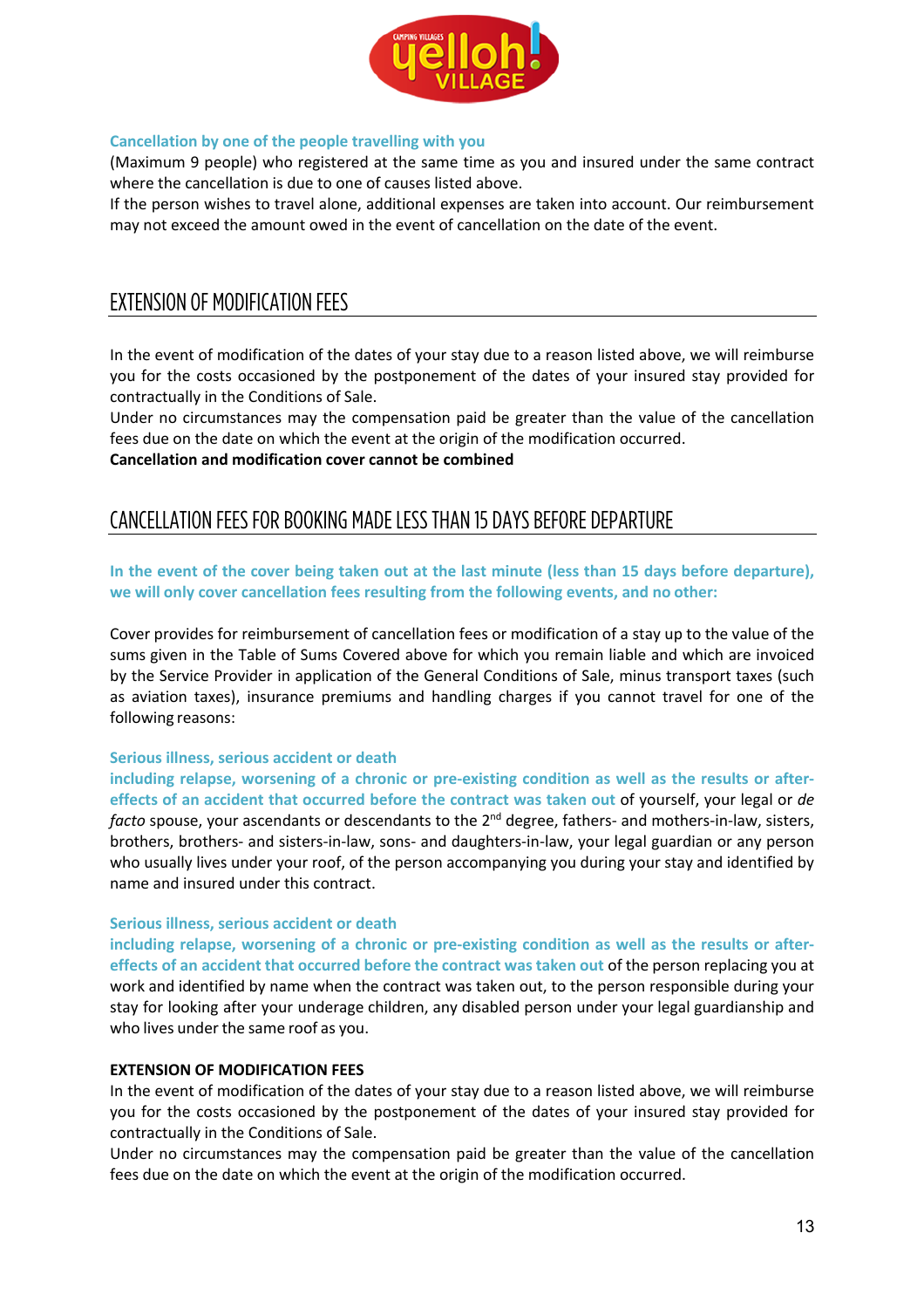**Cancellation by one of the people travelling with you**

(Maximum 9 people) who registered at the same time as you and insured under the same contract where the cancellation is due to one of causes listed above.

If the person wishes to travel alone, additional expenses are taken into account. Our reimbursement may not exceed the amount owed in the event of cancellation on the date of the event.

## EXTENSION OF MODIFICATION FEES

In the event of modification of the dates of your stay due to a reason listed above, we will reimburse you for the costs occasioned by the postponement of the dates of your insured stay provided for contractually in the Conditions of Sale.

Under no circumstances may the compensation paid be greater than the value of the cancellation fees due on the date on which the event at the origin of the modification occurred.

**Cancellation and modification cover cannot be combined**

## CANCELLATION FEES FOR BOOKING MADE LESS THAN 15 DAYS BEFORE DEPARTURE

**In the event of the cover being taken out at the last minute (less than 15 days before departure), we will only cover cancellation fees resulting from the following events, and no other:**

Cover provides for reimbursement of cancellation fees or modification of a stay up to the value of the sums given in the Table of Sums Covered above for which you remain liable and which are invoiced by the Service Provider in application of the General Conditions of Sale, minus transport taxes (such as aviation taxes), insurance premiums and handling charges if you cannot travel for one of the following reasons:

**Serious illness, serious accident or death**

**including relapse, worsening of a chronic or pre-existing condition as well as the results or after-effects of an accident that occurred before the contract was taken out** of yourself, your legal or *de facto* spouse, your ascendants or descendants to the 2nd degree, fathers- and mothers-in-law, sisters, brothers, brothers- and sisters-in-law, sons- and daughters-in-law, your legal guardian or any person who usually lives under your roof, of the person accompanying you during your stay and identified by name and insured under this contract.

**Serious illness, serious accident or death**

**including relapse, worsening of a chronic or pre-existing condition as well as the results or after-effects of an accident that occurred before the contract was taken out** of the person replacing you at work and identified by name when the contract was taken out, to the person responsible during your stay for looking after your underage children, any disabled person under your legal guardianship and who lives under the same roof as you.

**EXTENSION OF MODIFICATION FEES**

In the event of modification of the dates of your stay due to a reason listed above, we will reimburse you for the costs occasioned by the postponement of the dates of your insured stay provided for contractually in the Conditions of Sale.

Under no circumstances may the compensation paid be greater than the value of the cancellation fees due on the date on which the event at the origin of the modification occurred.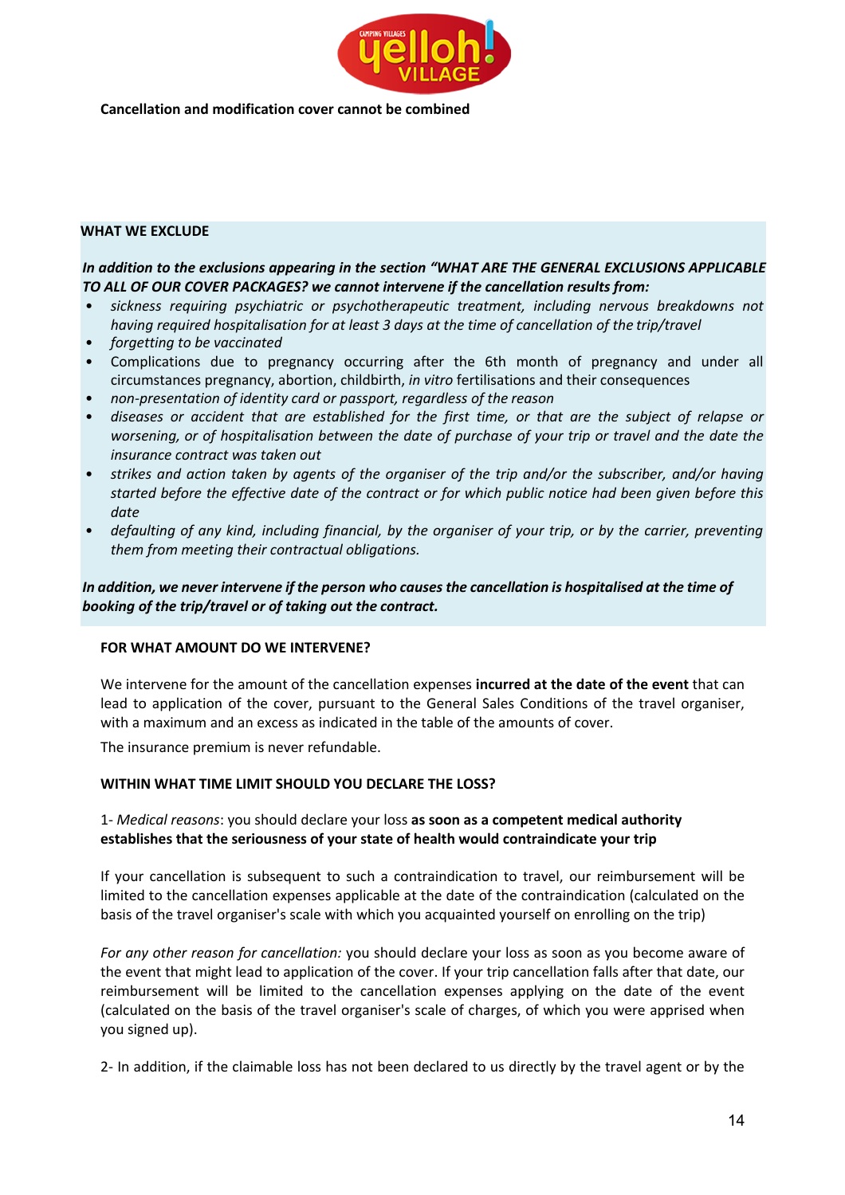**Cancellation and modification cover cannot be combined**

**WHAT WE EXCLUDE**

***In addition to the exclusions appearing in the section "WHAT ARE THE GENERAL EXCLUSIONS APPLICABLE TO ALL OF OUR COVER PACKAGES? we cannot intervene if the cancellation results from:***

- *sickness requiring psychiatric or psychotherapeutic treatment, including nervous breakdowns not having required hospitalisation for at least 3 days at the time of cancellation of the trip/travel*
- *forgetting to be vaccinated*
- Complications due to pregnancy occurring after the 6th month of pregnancy and under all circumstances pregnancy, abortion, childbirth, *in vitro* fertilisations and their consequences
- *non-presentation of identity card or passport, regardless of the reason*
- *diseases or accident that are established for the first time, or that are the subject of relapse or worsening, or of hospitalisation between the date of purchase of your trip or travel and the date the insurance contract was taken out*
- *strikes and action taken by agents of the organiser of the trip and/or the subscriber, and/or having started before the effective date of the contract or for which public notice had been given before this date*
- *defaulting of any kind, including financial, by the organiser of your trip, or by the carrier, preventing them from meeting their contractual obligations.*

***In addition, we never intervene if the person who causes the cancellation is hospitalised at the time of booking of the trip/travel or of taking out the contract.***

**FOR WHAT AMOUNT DO WE INTERVENE?**

We intervene for the amount of the cancellation expenses **incurred at the date of the event** that can lead to application of the cover, pursuant to the General Sales Conditions of the travel organiser, with a maximum and an excess as indicated in the table of the amounts of cover.

The insurance premium is never refundable.

**WITHIN WHAT TIME LIMIT SHOULD YOU DECLARE THE LOSS?**

1- *Medical reasons*: you should declare your loss **as soon as a competent medical authority establishes that the seriousness of your state of health would contraindicate your trip**

If your cancellation is subsequent to such a contraindication to travel, our reimbursement will be limited to the cancellation expenses applicable at the date of the contraindication (calculated on the basis of the travel organiser's scale with which you acquainted yourself on enrolling on the trip)

*For any other reason for cancellation:* you should declare your loss as soon as you become aware of the event that might lead to application of the cover. If your trip cancellation falls after that date, our reimbursement will be limited to the cancellation expenses applying on the date of the event (calculated on the basis of the travel organiser's scale of charges, of which you were apprised when you signed up).

2- In addition, if the claimable loss has not been declared to us directly by the travel agent or by the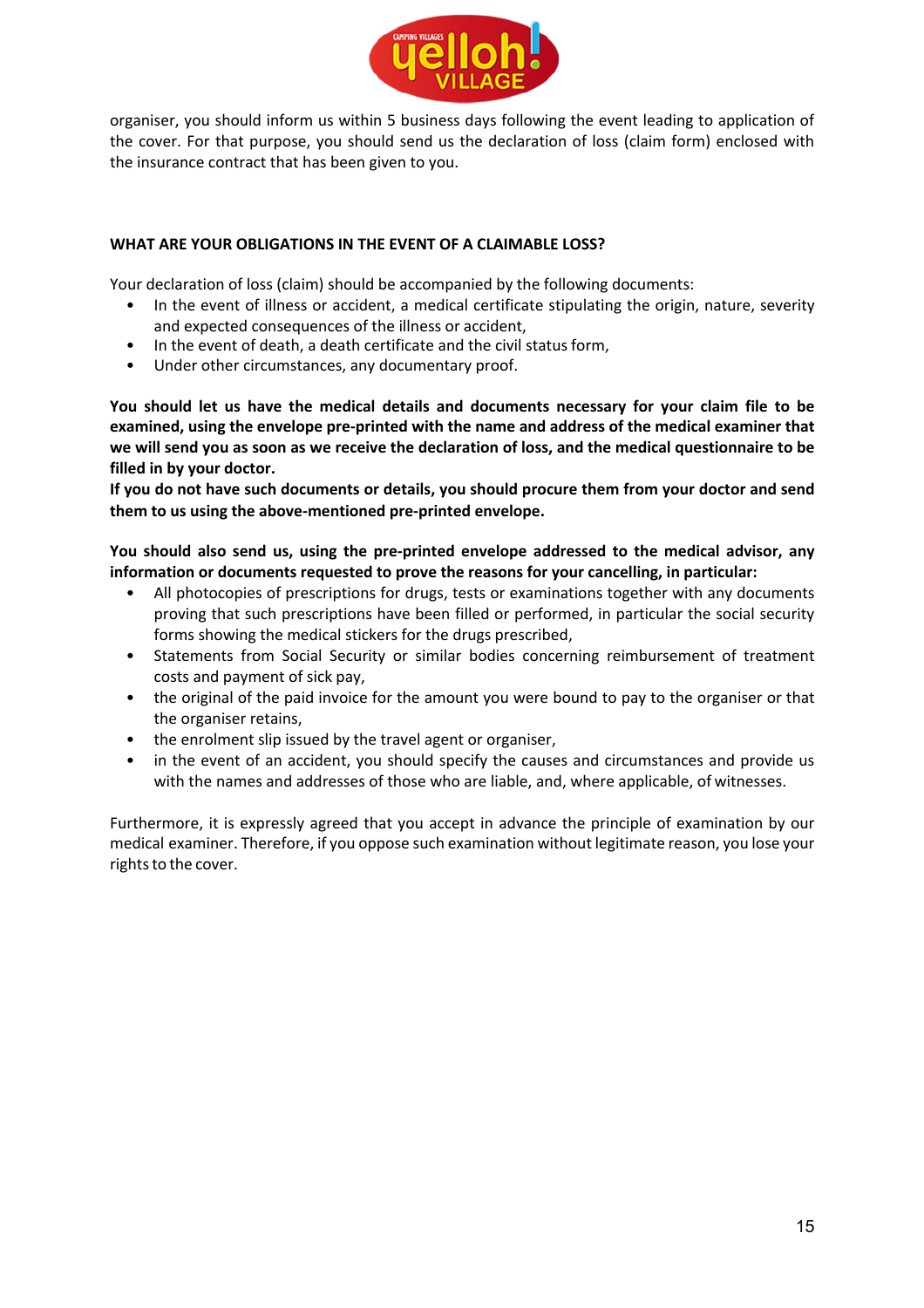organiser, you should inform us within 5 business days following the event leading to application of the cover. For that purpose, you should send us the declaration of loss (claim form) enclosed with the insurance contract that has been given to you.

**WHAT ARE YOUR OBLIGATIONS IN THE EVENT OF A CLAIMABLE LOSS?**

Your declaration of loss (claim) should be accompanied by the following documents:

- In the event of illness or accident, a medical certificate stipulating the origin, nature, severity and expected consequences of the illness or accident,
- In the event of death, a death certificate and the civil status form,
- Under other circumstances, any documentary proof.

**You should let us have the medical details and documents necessary for your claim file to be examined, using the envelope pre-printed with the name and address of the medical examiner that we will send you as soon as we receive the declaration of loss, and the medical questionnaire to be filled in by your doctor.**
**If you do not have such documents or details, you should procure them from your doctor and send them to us using the above-mentioned pre-printed envelope.**

**You should also send us, using the pre-printed envelope addressed to the medical advisor, any information or documents requested to prove the reasons for your cancelling, in particular:**

- All photocopies of prescriptions for drugs, tests or examinations together with any documents proving that such prescriptions have been filled or performed, in particular the social security forms showing the medical stickers for the drugs prescribed,
- Statements from Social Security or similar bodies concerning reimbursement of treatment costs and payment of sick pay,
- the original of the paid invoice for the amount you were bound to pay to the organiser or that the organiser retains,
- the enrolment slip issued by the travel agent or organiser,
- in the event of an accident, you should specify the causes and circumstances and provide us with the names and addresses of those who are liable, and, where applicable, of witnesses.

Furthermore, it is expressly agreed that you accept in advance the principle of examination by our medical examiner. Therefore, if you oppose such examination without legitimate reason, you lose your rights to the cover.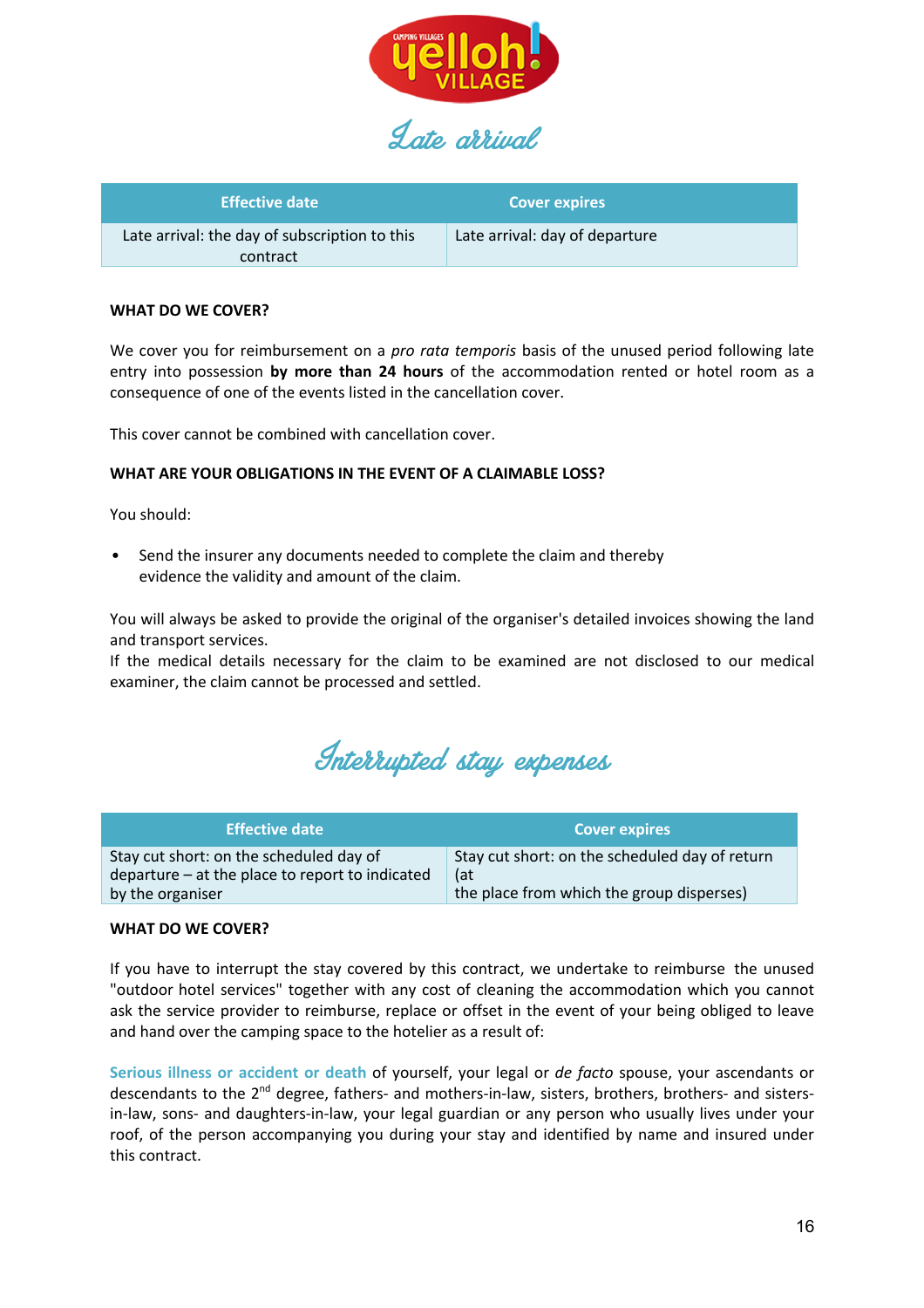# Late arrival

| Effective date | Cover expires |
|---|---|
| Late arrival: the day of subscription to this contract | Late arrival: day of departure |

**WHAT DO WE COVER?**

We cover you for reimbursement on a *pro rata temporis* basis of the unused period following late entry into possession **by more than 24 hours** of the accommodation rented or hotel room as a consequence of one of the events listed in the cancellation cover.

This cover cannot be combined with cancellation cover.

**WHAT ARE YOUR OBLIGATIONS IN THE EVENT OF A CLAIMABLE LOSS?**

You should:

- Send the insurer any documents needed to complete the claim and thereby evidence the validity and amount of the claim.

You will always be asked to provide the original of the organiser's detailed invoices showing the land and transport services.
If the medical details necessary for the claim to be examined are not disclosed to our medical examiner, the claim cannot be processed and settled.

# Interrupted stay expenses

| Effective date | Cover expires |
|---|---|
| Stay cut short: on the scheduled day of departure – at the place to report to indicated by the organiser | Stay cut short: on the scheduled day of return (at the place from which the group disperses) |

**WHAT DO WE COVER?**

If you have to interrupt the stay covered by this contract, we undertake to reimburse the unused "outdoor hotel services" together with any cost of cleaning the accommodation which you cannot ask the service provider to reimburse, replace or offset in the event of your being obliged to leave and hand over the camping space to the hotelier as a result of:

Serious illness or accident or death of yourself, your legal or *de facto* spouse, your ascendants or descendants to the 2nd degree, fathers- and mothers-in-law, sisters, brothers, brothers- and sisters-in-law, sons- and daughters-in-law, your legal guardian or any person who usually lives under your roof, of the person accompanying you during your stay and identified by name and insured under this contract.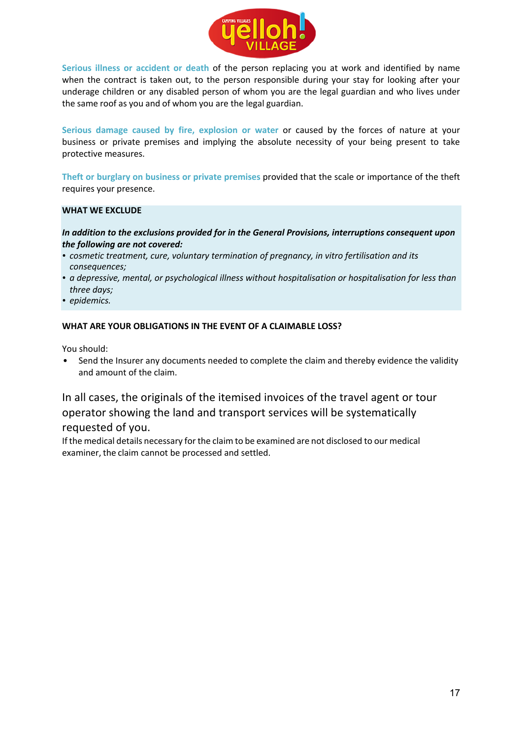**Serious illness or accident or death** of the person replacing you at work and identified by name when the contract is taken out, to the person responsible during your stay for looking after your underage children or any disabled person of whom you are the legal guardian and who lives under the same roof as you and of whom you are the legal guardian.

**Serious damage caused by fire, explosion or water** or caused by the forces of nature at your business or private premises and implying the absolute necessity of your being present to take protective measures.

**Theft or burglary on business or private premises** provided that the scale or importance of the theft requires your presence.

**WHAT WE EXCLUDE**

***In addition to the exclusions provided for in the General Provisions, interruptions consequent upon the following are not covered:***

- *cosmetic treatment, cure, voluntary termination of pregnancy, in vitro fertilisation and its consequences;*
- *a depressive, mental, or psychological illness without hospitalisation or hospitalisation for less than three days;*
- *epidemics.*

**WHAT ARE YOUR OBLIGATIONS IN THE EVENT OF A CLAIMABLE LOSS?**

You should:

- Send the Insurer any documents needed to complete the claim and thereby evidence the validity and amount of the claim.

In all cases, the originals of the itemised invoices of the travel agent or tour operator showing the land and transport services will be systematically requested of you.

If the medical details necessary for the claim to be examined are not disclosed to our medical examiner, the claim cannot be processed and settled.